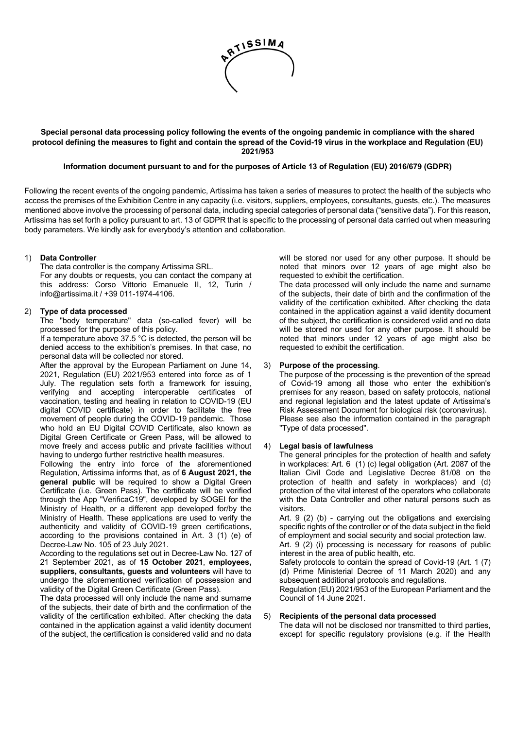**Special personal data processing policy following the events of the ongoing pandemic in compliance with the shared protocol defining the measures to fight and contain the spread of the Covid-19 virus in the workplace and Regulation (EU) 2021/953**

**Information document pursuant to and for the purposes of Article 13 of Regulation (EU) 2016/679 (GDPR)**

Following the recent events of the ongoing pandemic, Artissima has taken a series of measures to protect the health of the subjects who access the premises of the Exhibition Centre in any capacity (i.e. visitors, suppliers, employees, consultants, guests, etc.). The measures mentioned above involve the processing of personal data, including special categories of personal data ("sensitive data"). For this reason, Artissima has set forth a policy pursuant to art. 13 of GDPR that is specific to the processing of personal data carried out when measuring body parameters. We kindly ask for everybody's attention and collaboration.

1) **Data Controller**

The data controller is the company Artissima SRL.
For any doubts or requests, you can contact the company at this address: Corso Vittorio Emanuele II, 12, Turin / info@artissima.it / +39 011-1974-4106.

2) **Type of data processed**

The "body temperature" data (so-called fever) will be processed for the purpose of this policy.

If a temperature above 37.5 °C is detected, the person will be denied access to the exhibition's premises. In that case, no personal data will be collected nor stored.

After the approval by the European Parliament on June 14, 2021, Regulation (EU) 2021/953 entered into force as of 1 July. The regulation sets forth a framework for issuing, verifying and accepting interoperable certificates of vaccination, testing and healing in relation to COVID-19 (EU digital COVID certificate) in order to facilitate the free movement of people during the COVID-19 pandemic. Those who hold an EU Digital COVID Certificate, also known as Digital Green Certificate or Green Pass, will be allowed to move freely and access public and private facilities without having to undergo further restrictive health measures.

Following the entry into force of the aforementioned Regulation, Artissima informs that, as of **6 August 2021, the general public** will be required to show a Digital Green Certificate (i.e. Green Pass). The certificate will be verified through the App "VerificaC19", developed by SOGEI for the Ministry of Health, or a different app developed for/by the Ministry of Health. These applications are used to verify the authenticity and validity of COVID-19 green certifications, according to the provisions contained in Art. 3 (1) (e) of Decree-Law No. 105 of 23 July 2021.

According to the regulations set out in Decree-Law No. 127 of 21 September 2021, as of **15 October 2021**, **employees, suppliers, consultants, guests and volunteers** will have to undergo the aforementioned verification of possession and validity of the Digital Green Certificate (Green Pass).

The data processed will only include the name and surname of the subjects, their date of birth and the confirmation of the validity of the certification exhibited. After checking the data contained in the application against a valid identity document of the subject, the certification is considered valid and no data will be stored nor used for any other purpose. It should be noted that minors over 12 years of age might also be requested to exhibit the certification.

The data processed will only include the name and surname of the subjects, their date of birth and the confirmation of the validity of the certification exhibited. After checking the data contained in the application against a valid identity document of the subject, the certification is considered valid and no data will be stored nor used for any other purpose. It should be noted that minors under 12 years of age might also be requested to exhibit the certification.

3) **Purpose of the processing**.

The purpose of the processing is the prevention of the spread of Covid-19 among all those who enter the exhibition's premises for any reason, based on safety protocols, national and regional legislation and the latest update of Artissima's Risk Assessment Document for biological risk (coronavirus).
Please see also the information contained in the paragraph "Type of data processed".

4) **Legal basis of lawfulness**

The general principles for the protection of health and safety in workplaces: Art. 6 (1) (c) legal obligation (Art. 2087 of the Italian Civil Code and Legislative Decree 81/08 on the protection of health and safety in workplaces) and (d) protection of the vital interest of the operators who collaborate with the Data Controller and other natural persons such as visitors.

Art. 9 (2) (b) - carrying out the obligations and exercising specific rights of the controller or of the data subject in the field of employment and social security and social protection law.

Art. 9 (2) (i) processing is necessary for reasons of public interest in the area of public health, etc.

Safety protocols to contain the spread of Covid-19 (Art. 1 (7) (d) Prime Ministerial Decree of 11 March 2020) and any subsequent additional protocols and regulations.

Regulation (EU) 2021/953 of the European Parliament and the Council of 14 June 2021.

5) **Recipients of the personal data processed**

The data will not be disclosed nor transmitted to third parties, except for specific regulatory provisions (e.g. if the Health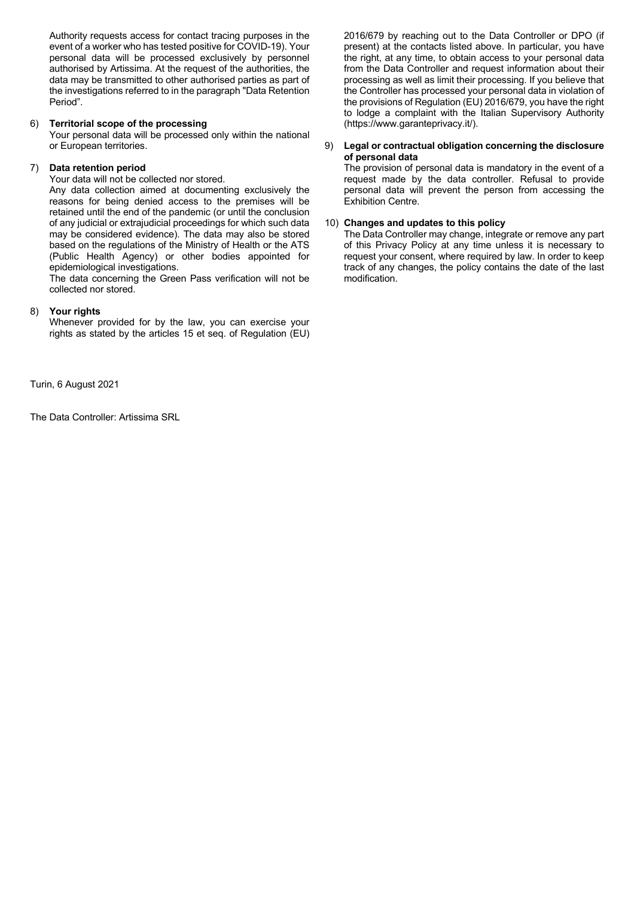Authority requests access for contact tracing purposes in the event of a worker who has tested positive for COVID-19). Your personal data will be processed exclusively by personnel authorised by Artissima. At the request of the authorities, the data may be transmitted to other authorised parties as part of the investigations referred to in the paragraph "Data Retention Period".

6) **Territorial scope of the processing**

Your personal data will be processed only within the national or European territories.

7) **Data retention period**

Your data will not be collected nor stored.

Any data collection aimed at documenting exclusively the reasons for being denied access to the premises will be retained until the end of the pandemic (or until the conclusion of any judicial or extrajudicial proceedings for which such data may be considered evidence). The data may also be stored based on the regulations of the Ministry of Health or the ATS (Public Health Agency) or other bodies appointed for epidemiological investigations.

The data concerning the Green Pass verification will not be collected nor stored.

8) **Your rights**

Whenever provided for by the law, you can exercise your rights as stated by the articles 15 et seq. of Regulation (EU) 2016/679 by reaching out to the Data Controller or DPO (if present) at the contacts listed above. In particular, you have the right, at any time, to obtain access to your personal data from the Data Controller and request information about their processing as well as limit their processing. If you believe that the Controller has processed your personal data in violation of the provisions of Regulation (EU) 2016/679, you have the right to lodge a complaint with the Italian Supervisory Authority (https://www.garanteprivacy.it/).

9) **Legal or contractual obligation concerning the disclosure of personal data**

The provision of personal data is mandatory in the event of a request made by the data controller. Refusal to provide personal data will prevent the person from accessing the Exhibition Centre.

10) **Changes and updates to this policy**

The Data Controller may change, integrate or remove any part of this Privacy Policy at any time unless it is necessary to request your consent, where required by law. In order to keep track of any changes, the policy contains the date of the last modification.

Turin, 6 August 2021

The Data Controller: Artissima SRL